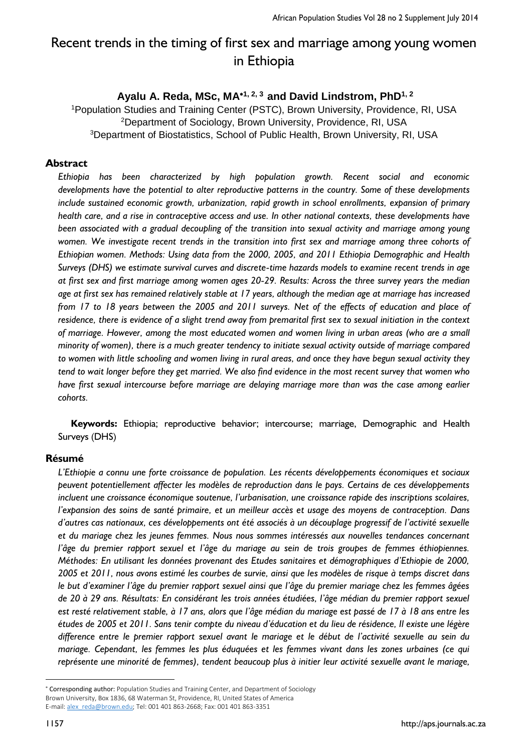# Recent trends in the timing of first sex and marriage among young women in Ethiopia

**Ayalu A. Reda, MSc, MA*[1,2,3] and David Lindstrom, PhD[1,2]**

[1]Population Studies and Training Center (PSTC), Brown University, Providence, RI, USA
[2]Department of Sociology, Brown University, Providence, RI, USA
[3]Department of Biostatistics, School of Public Health, Brown University, RI, USA

## Abstract

*Ethiopia has been characterized by high population growth. Recent social and economic developments have the potential to alter reproductive patterns in the country. Some of these developments include sustained economic growth, urbanization, rapid growth in school enrollments, expansion of primary health care, and a rise in contraceptive access and use. In other national contexts, these developments have been associated with a gradual decoupling of the transition into sexual activity and marriage among young women. We investigate recent trends in the transition into first sex and marriage among three cohorts of Ethiopian women. Methods: Using data from the 2000, 2005, and 2011 Ethiopia Demographic and Health Surveys (DHS) we estimate survival curves and discrete-time hazards models to examine recent trends in age at first sex and first marriage among women ages 20-29. Results: Across the three survey years the median age at first sex has remained relatively stable at 17 years, although the median age at marriage has increased from 17 to 18 years between the 2005 and 2011 surveys. Net of the effects of education and place of residence, there is evidence of a slight trend away from premarital first sex to sexual initiation in the context of marriage. However, among the most educated women and women living in urban areas (who are a small minority of women), there is a much greater tendency to initiate sexual activity outside of marriage compared to women with little schooling and women living in rural areas, and once they have begun sexual activity they tend to wait longer before they get married. We also find evidence in the most recent survey that women who have first sexual intercourse before marriage are delaying marriage more than was the case among earlier cohorts.*

**Keywords:** Ethiopia; reproductive behavior; intercourse; marriage, Demographic and Health Surveys (DHS)

## Résumé

*L'Ethiopie a connu une forte croissance de population. Les récents développements économiques et sociaux peuvent potentiellement affecter les modèles de reproduction dans le pays. Certains de ces développements incluent une croissance économique soutenue, l'urbanisation, une croissance rapide des inscriptions scolaires, l'expansion des soins de santé primaire, et un meilleur accès et usage des moyens de contraception. Dans d'autres cas nationaux, ces développements ont été associés à un découplage progressif de l'activité sexuelle et du mariage chez les jeunes femmes. Nous nous sommes intéressés aux nouvelles tendances concernant l'âge du premier rapport sexuel et l'âge du mariage au sein de trois groupes de femmes éthiopiennes. Méthodes: En utilisant les données provenant des Etudes sanitaires et démographiques d'Ethiopie de 2000, 2005 et 2011, nous avons estimé les courbes de survie, ainsi que les modèles de risque à temps discret dans le but d'examiner l'âge du premier rapport sexuel ainsi que l'âge du premier mariage chez les femmes âgées de 20 à 29 ans. Résultats: En considérant les trois années étudiées, l'âge médian du premier rapport sexuel est resté relativement stable, à 17 ans, alors que l'âge médian du mariage est passé de 17 à 18 ans entre les études de 2005 et 2011. Sans tenir compte du niveau d'éducation et du lieu de résidence, Il existe une légère difference entre le premier rapport sexuel avant le mariage et le début de l'activité sexuelle au sein du mariage. Cependant, les femmes les plus éduquées et les femmes vivant dans les zones urbaines (ce qui représente une minorité de femmes), tendent beaucoup plus à initier leur activité sexuelle avant le mariage,*

---

* Corresponding author: Population Studies and Training Center, and Department of Sociology
Brown University, Box 1836, 68 Waterman St, Providence, RI, United States of America
E-mail: alex_reda@brown.edu; Tel: 001 401 863-2668; Fax: 001 401 863-3351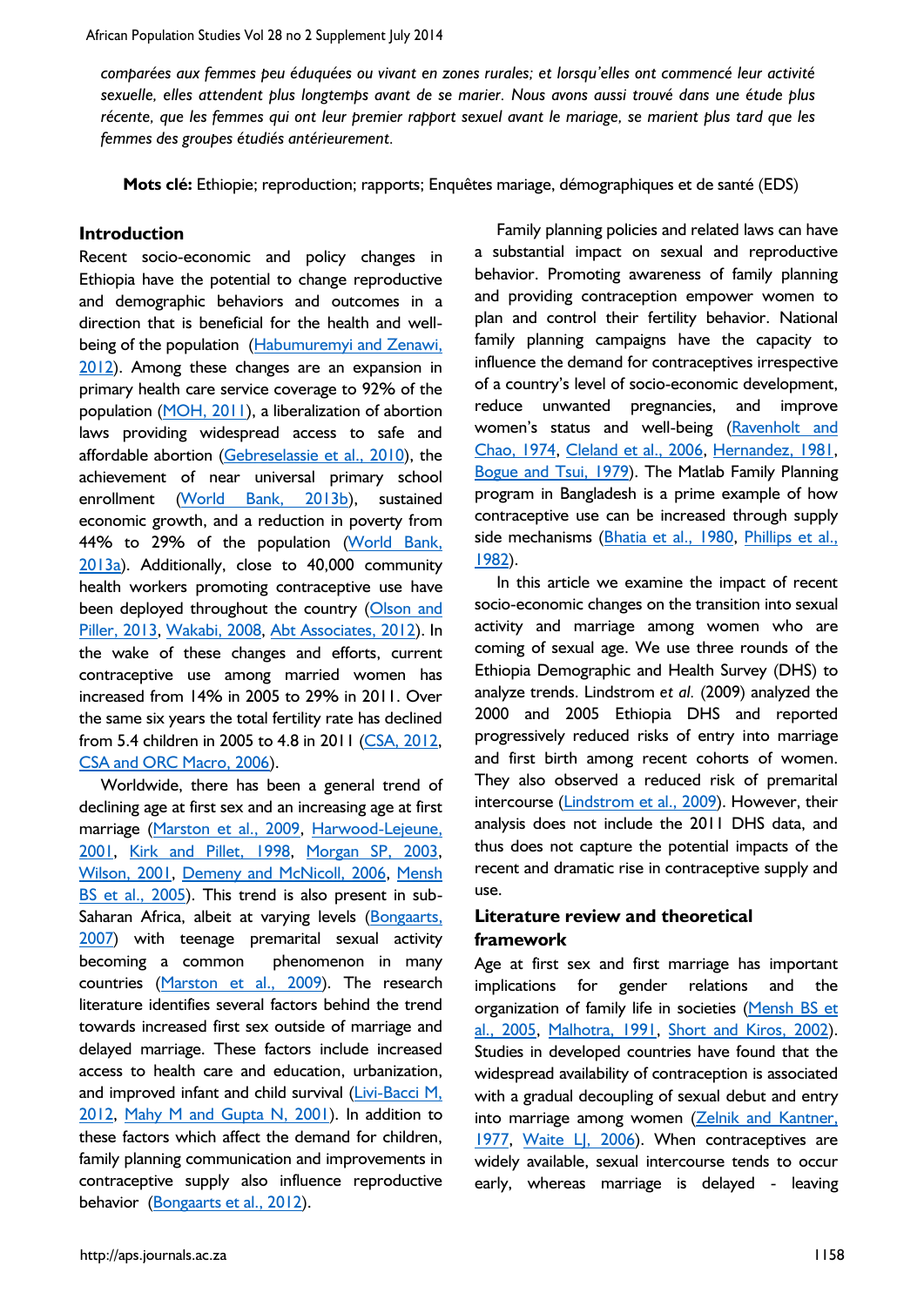*comparées aux femmes peu éduquées ou vivant en zones rurales; et lorsqu'elles ont commencé leur activité sexuelle, elles attendent plus longtemps avant de se marier. Nous avons aussi trouvé dans une étude plus récente, que les femmes qui ont leur premier rapport sexuel avant le mariage, se marient plus tard que les femmes des groupes étudiés antérieurement.*

**Mots clé:** Ethiopie; reproduction; rapports; Enquêtes mariage, démographiques et de santé (EDS)

## Introduction

Recent socio-economic and policy changes in Ethiopia have the potential to change reproductive and demographic behaviors and outcomes in a direction that is beneficial for the health and well-being of the population (Habumuremyi and Zenawi, 2012). Among these changes are an expansion in primary health care service coverage to 92% of the population (MOH, 2011), a liberalization of abortion laws providing widespread access to safe and affordable abortion (Gebreselassie et al., 2010), the achievement of near universal primary school enrollment (World Bank, 2013b), sustained economic growth, and a reduction in poverty from 44% to 29% of the population (World Bank, 2013a). Additionally, close to 40,000 community health workers promoting contraceptive use have been deployed throughout the country (Olson and Piller, 2013, Wakabi, 2008, Abt Associates, 2012). In the wake of these changes and efforts, current contraceptive use among married women has increased from 14% in 2005 to 29% in 2011. Over the same six years the total fertility rate has declined from 5.4 children in 2005 to 4.8 in 2011 (CSA, 2012, CSA and ORC Macro, 2006).

Worldwide, there has been a general trend of declining age at first sex and an increasing age at first marriage (Marston et al., 2009, Harwood-Lejeune, 2001, Kirk and Pillet, 1998, Morgan SP, 2003, Wilson, 2001, Demeny and McNicoll, 2006, Mensh BS et al., 2005). This trend is also present in sub-Saharan Africa, albeit at varying levels (Bongaarts, 2007) with teenage premarital sexual activity becoming a common phenomenon in many countries (Marston et al., 2009). The research literature identifies several factors behind the trend towards increased first sex outside of marriage and delayed marriage. These factors include increased access to health care and education, urbanization, and improved infant and child survival (Livi-Bacci M, 2012, Mahy M and Gupta N, 2001). In addition to these factors which affect the demand for children, family planning communication and improvements in contraceptive supply also influence reproductive behavior (Bongaarts et al., 2012).

Family planning policies and related laws can have a substantial impact on sexual and reproductive behavior. Promoting awareness of family planning and providing contraception empower women to plan and control their fertility behavior. National family planning campaigns have the capacity to influence the demand for contraceptives irrespective of a country's level of socio-economic development, reduce unwanted pregnancies, and improve women's status and well-being (Ravenholt and Chao, 1974, Cleland et al., 2006, Hernandez, 1981, Bogue and Tsui, 1979). The Matlab Family Planning program in Bangladesh is a prime example of how contraceptive use can be increased through supply side mechanisms (Bhatia et al., 1980, Phillips et al., 1982).

In this article we examine the impact of recent socio-economic changes on the transition into sexual activity and marriage among women who are coming of sexual age. We use three rounds of the Ethiopia Demographic and Health Survey (DHS) to analyze trends. Lindstrom *et al.* (2009) analyzed the 2000 and 2005 Ethiopia DHS and reported progressively reduced risks of entry into marriage and first birth among recent cohorts of women. They also observed a reduced risk of premarital intercourse (Lindstrom et al., 2009). However, their analysis does not include the 2011 DHS data, and thus does not capture the potential impacts of the recent and dramatic rise in contraceptive supply and use.

## Literature review and theoretical framework

Age at first sex and first marriage has important implications for gender relations and the organization of family life in societies (Mensh BS et al., 2005, Malhotra, 1991, Short and Kiros, 2002). Studies in developed countries have found that the widespread availability of contraception is associated with a gradual decoupling of sexual debut and entry into marriage among women (Zelnik and Kantner, 1977, Waite LJ, 2006). When contraceptives are widely available, sexual intercourse tends to occur early, whereas marriage is delayed - leaving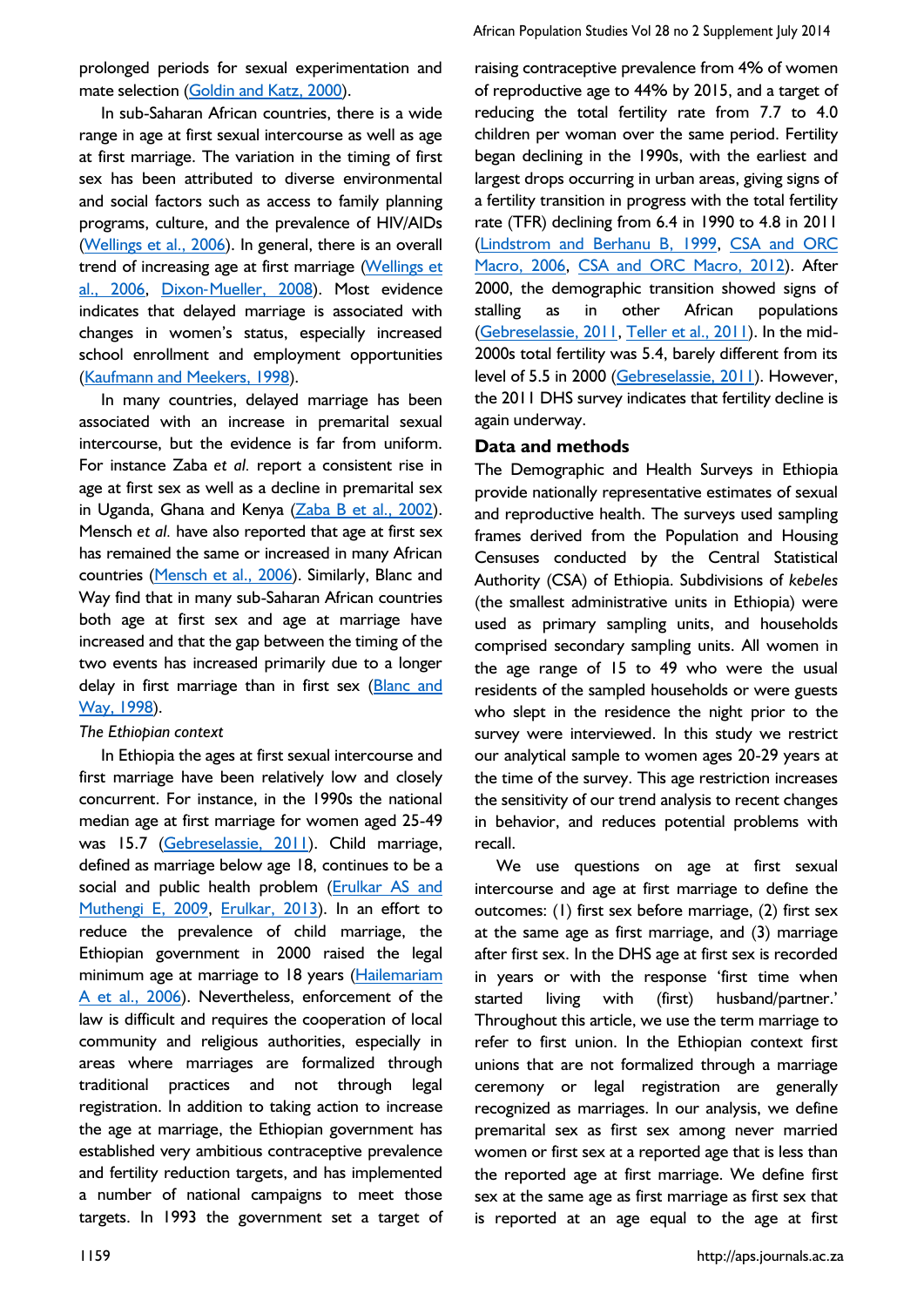prolonged periods for sexual experimentation and mate selection (Goldin and Katz, 2000).

In sub-Saharan African countries, there is a wide range in age at first sexual intercourse as well as age at first marriage. The variation in the timing of first sex has been attributed to diverse environmental and social factors such as access to family planning programs, culture, and the prevalence of HIV/AIDs (Wellings et al., 2006). In general, there is an overall trend of increasing age at first marriage (Wellings et al., 2006, Dixon-Mueller, 2008). Most evidence indicates that delayed marriage is associated with changes in women's status, especially increased school enrollment and employment opportunities (Kaufmann and Meekers, 1998).

In many countries, delayed marriage has been associated with an increase in premarital sexual intercourse, but the evidence is far from uniform. For instance Zaba *et al.* report a consistent rise in age at first sex as well as a decline in premarital sex in Uganda, Ghana and Kenya (Zaba B et al., 2002). Mensch *et al.* have also reported that age at first sex has remained the same or increased in many African countries (Mensch et al., 2006). Similarly, Blanc and Way find that in many sub-Saharan African countries both age at first sex and age at marriage have increased and that the gap between the timing of the two events has increased primarily due to a longer delay in first marriage than in first sex (Blanc and Way, 1998).

*The Ethiopian context*

In Ethiopia the ages at first sexual intercourse and first marriage have been relatively low and closely concurrent. For instance, in the 1990s the national median age at first marriage for women aged 25-49 was 15.7 (Gebreselassie, 2011). Child marriage, defined as marriage below age 18, continues to be a social and public health problem (Erulkar AS and Muthengi E, 2009, Erulkar, 2013). In an effort to reduce the prevalence of child marriage, the Ethiopian government in 2000 raised the legal minimum age at marriage to 18 years (Hailemariam A et al., 2006). Nevertheless, enforcement of the law is difficult and requires the cooperation of local community and religious authorities, especially in areas where marriages are formalized through traditional practices and not through legal registration. In addition to taking action to increase the age at marriage, the Ethiopian government has established very ambitious contraceptive prevalence and fertility reduction targets, and has implemented a number of national campaigns to meet those targets. In 1993 the government set a target of raising contraceptive prevalence from 4% of women of reproductive age to 44% by 2015, and a target of reducing the total fertility rate from 7.7 to 4.0 children per woman over the same period. Fertility began declining in the 1990s, with the earliest and largest drops occurring in urban areas, giving signs of a fertility transition in progress with the total fertility rate (TFR) declining from 6.4 in 1990 to 4.8 in 2011 (Lindstrom and Berhanu B, 1999, CSA and ORC Macro, 2006, CSA and ORC Macro, 2012). After 2000, the demographic transition showed signs of stalling as in other African populations (Gebreselassie, 2011, Teller et al., 2011). In the mid-2000s total fertility was 5.4, barely different from its level of 5.5 in 2000 (Gebreselassie, 2011). However, the 2011 DHS survey indicates that fertility decline is again underway.

## Data and methods

The Demographic and Health Surveys in Ethiopia provide nationally representative estimates of sexual and reproductive health. The surveys used sampling frames derived from the Population and Housing Censuses conducted by the Central Statistical Authority (CSA) of Ethiopia. Subdivisions of *kebeles* (the smallest administrative units in Ethiopia) were used as primary sampling units, and households comprised secondary sampling units. All women in the age range of 15 to 49 who were the usual residents of the sampled households or were guests who slept in the residence the night prior to the survey were interviewed. In this study we restrict our analytical sample to women ages 20-29 years at the time of the survey. This age restriction increases the sensitivity of our trend analysis to recent changes in behavior, and reduces potential problems with recall.

We use questions on age at first sexual intercourse and age at first marriage to define the outcomes: (1) first sex before marriage, (2) first sex at the same age as first marriage, and (3) marriage after first sex. In the DHS age at first sex is recorded in years or with the response 'first time when started living with (first) husband/partner.' Throughout this article, we use the term marriage to refer to first union. In the Ethiopian context first unions that are not formalized through a marriage ceremony or legal registration are generally recognized as marriages. In our analysis, we define premarital sex as first sex among never married women or first sex at a reported age that is less than the reported age at first marriage. We define first sex at the same age as first marriage as first sex that is reported at an age equal to the age at first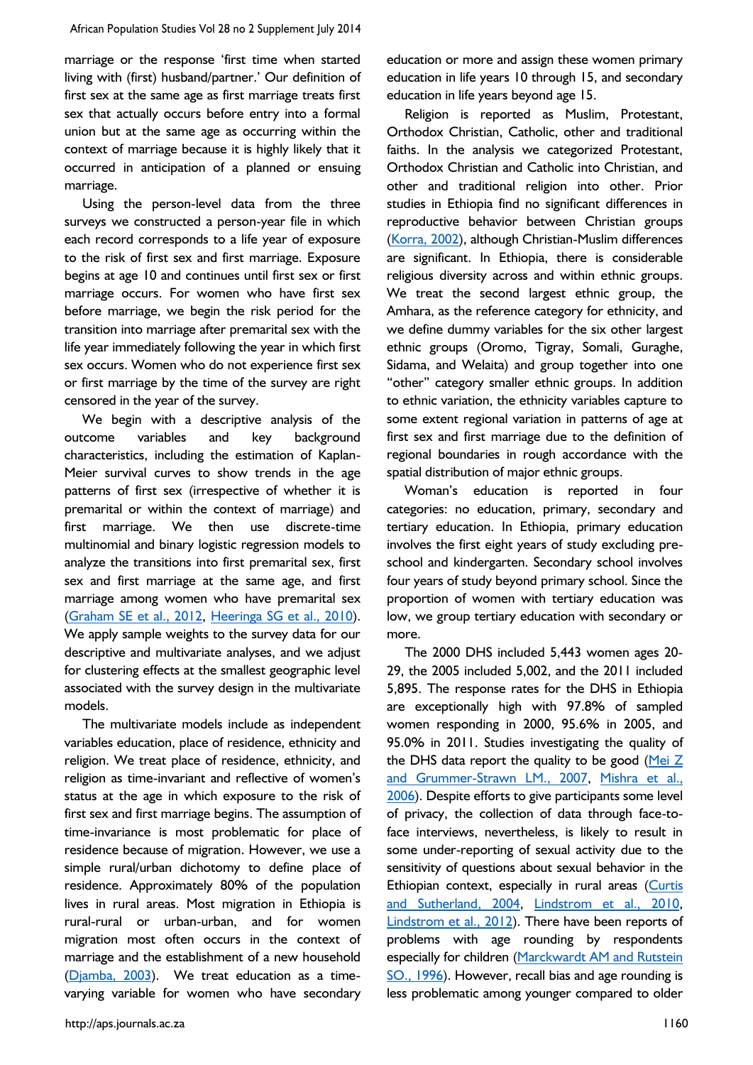marriage or the response 'first time when started living with (first) husband/partner.' Our definition of first sex at the same age as first marriage treats first sex that actually occurs before entry into a formal union but at the same age as occurring within the context of marriage because it is highly likely that it occurred in anticipation of a planned or ensuing marriage.

Using the person-level data from the three surveys we constructed a person-year file in which each record corresponds to a life year of exposure to the risk of first sex and first marriage. Exposure begins at age 10 and continues until first sex or first marriage occurs. For women who have first sex before marriage, we begin the risk period for the transition into marriage after premarital sex with the life year immediately following the year in which first sex occurs. Women who do not experience first sex or first marriage by the time of the survey are right censored in the year of the survey.

We begin with a descriptive analysis of the outcome variables and key background characteristics, including the estimation of Kaplan-Meier survival curves to show trends in the age patterns of first sex (irrespective of whether it is premarital or within the context of marriage) and first marriage. We then use discrete-time multinomial and binary logistic regression models to analyze the transitions into first premarital sex, first sex and first marriage at the same age, and first marriage among women who have premarital sex (Graham SE et al., 2012, Heeringa SG et al., 2010). We apply sample weights to the survey data for our descriptive and multivariate analyses, and we adjust for clustering effects at the smallest geographic level associated with the survey design in the multivariate models.

The multivariate models include as independent variables education, place of residence, ethnicity and religion. We treat place of residence, ethnicity, and religion as time-invariant and reflective of women's status at the age in which exposure to the risk of first sex and first marriage begins. The assumption of time-invariance is most problematic for place of residence because of migration. However, we use a simple rural/urban dichotomy to define place of residence. Approximately 80% of the population lives in rural areas. Most migration in Ethiopia is rural-rural or urban-urban, and for women migration most often occurs in the context of marriage and the establishment of a new household (Djamba, 2003). We treat education as a time-varying variable for women who have secondary education or more and assign these women primary education in life years 10 through 15, and secondary education in life years beyond age 15.

Religion is reported as Muslim, Protestant, Orthodox Christian, Catholic, other and traditional faiths. In the analysis we categorized Protestant, Orthodox Christian and Catholic into Christian, and other and traditional religion into other. Prior studies in Ethiopia find no significant differences in reproductive behavior between Christian groups (Korra, 2002), although Christian-Muslim differences are significant. In Ethiopia, there is considerable religious diversity across and within ethnic groups. We treat the second largest ethnic group, the Amhara, as the reference category for ethnicity, and we define dummy variables for the six other largest ethnic groups (Oromo, Tigray, Somali, Guraghe, Sidama, and Welaita) and group together into one "other" category smaller ethnic groups. In addition to ethnic variation, the ethnicity variables capture to some extent regional variation in patterns of age at first sex and first marriage due to the definition of regional boundaries in rough accordance with the spatial distribution of major ethnic groups.

Woman's education is reported in four categories: no education, primary, secondary and tertiary education. In Ethiopia, primary education involves the first eight years of study excluding pre-school and kindergarten. Secondary school involves four years of study beyond primary school. Since the proportion of women with tertiary education was low, we group tertiary education with secondary or more.

The 2000 DHS included 5,443 women ages 20-29, the 2005 included 5,002, and the 2011 included 5,895. The response rates for the DHS in Ethiopia are exceptionally high with 97.8% of sampled women responding in 2000, 95.6% in 2005, and 95.0% in 2011. Studies investigating the quality of the DHS data report the quality to be good (Mei Z and Grummer-Strawn LM., 2007, Mishra et al., 2006). Despite efforts to give participants some level of privacy, the collection of data through face-to-face interviews, nevertheless, is likely to result in some under-reporting of sexual activity due to the sensitivity of questions about sexual behavior in the Ethiopian context, especially in rural areas (Curtis and Sutherland, 2004, Lindstrom et al., 2010, Lindstrom et al., 2012). There have been reports of problems with age rounding by respondents especially for children (Marckwardt AM and Rutstein SO., 1996). However, recall bias and age rounding is less problematic among younger compared to older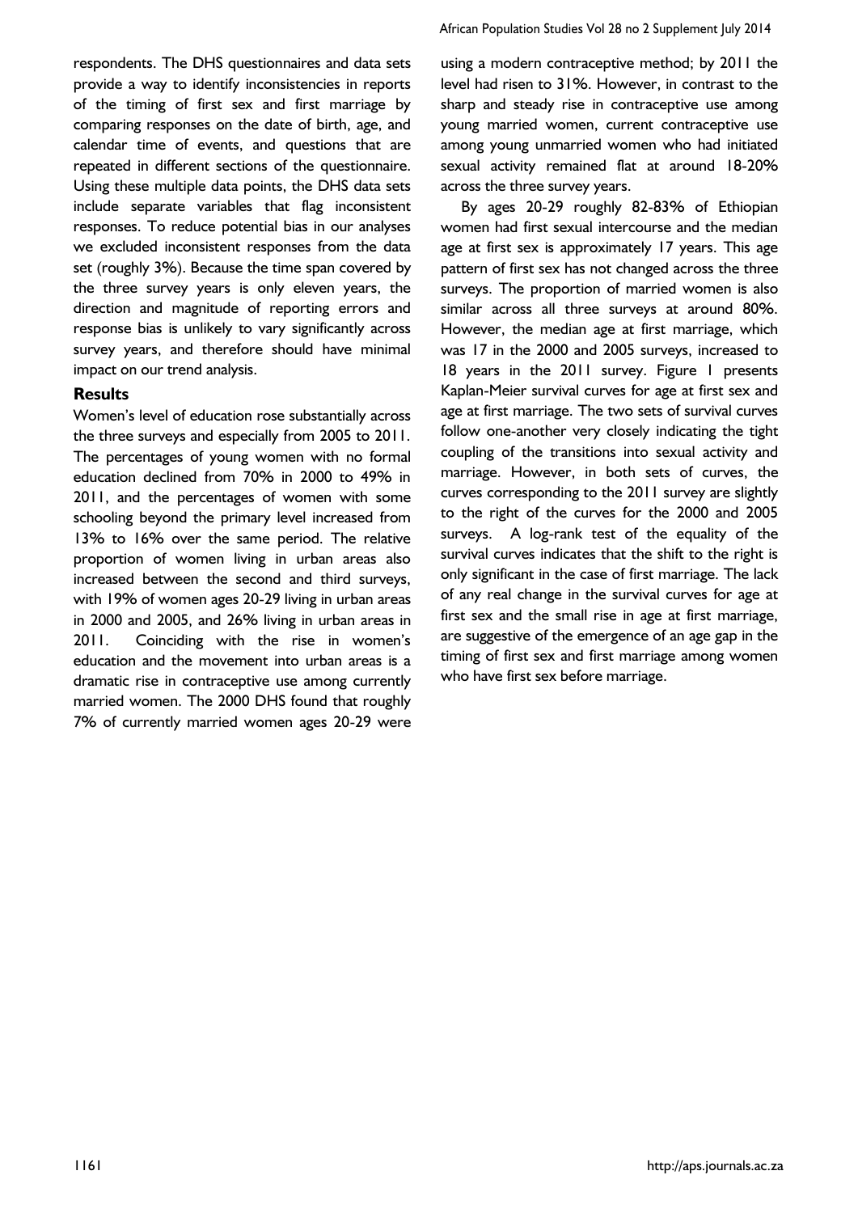respondents. The DHS questionnaires and data sets provide a way to identify inconsistencies in reports of the timing of first sex and first marriage by comparing responses on the date of birth, age, and calendar time of events, and questions that are repeated in different sections of the questionnaire. Using these multiple data points, the DHS data sets include separate variables that flag inconsistent responses. To reduce potential bias in our analyses we excluded inconsistent responses from the data set (roughly 3%). Because the time span covered by the three survey years is only eleven years, the direction and magnitude of reporting errors and response bias is unlikely to vary significantly across survey years, and therefore should have minimal impact on our trend analysis.

## Results

Women's level of education rose substantially across the three surveys and especially from 2005 to 2011. The percentages of young women with no formal education declined from 70% in 2000 to 49% in 2011, and the percentages of women with some schooling beyond the primary level increased from 13% to 16% over the same period. The relative proportion of women living in urban areas also increased between the second and third surveys, with 19% of women ages 20-29 living in urban areas in 2000 and 2005, and 26% living in urban areas in 2011. Coinciding with the rise in women's education and the movement into urban areas is a dramatic rise in contraceptive use among currently married women. The 2000 DHS found that roughly 7% of currently married women ages 20-29 were using a modern contraceptive method; by 2011 the level had risen to 31%. However, in contrast to the sharp and steady rise in contraceptive use among young married women, current contraceptive use among young unmarried women who had initiated sexual activity remained flat at around 18-20% across the three survey years.

By ages 20-29 roughly 82-83% of Ethiopian women had first sexual intercourse and the median age at first sex is approximately 17 years. This age pattern of first sex has not changed across the three surveys. The proportion of married women is also similar across all three surveys at around 80%. However, the median age at first marriage, which was 17 in the 2000 and 2005 surveys, increased to 18 years in the 2011 survey. Figure 1 presents Kaplan-Meier survival curves for age at first sex and age at first marriage. The two sets of survival curves follow one-another very closely indicating the tight coupling of the transitions into sexual activity and marriage. However, in both sets of curves, the curves corresponding to the 2011 survey are slightly to the right of the curves for the 2000 and 2005 surveys. A log-rank test of the equality of the survival curves indicates that the shift to the right is only significant in the case of first marriage. The lack of any real change in the survival curves for age at first sex and the small rise in age at first marriage, are suggestive of the emergence of an age gap in the timing of first sex and first marriage among women who have first sex before marriage.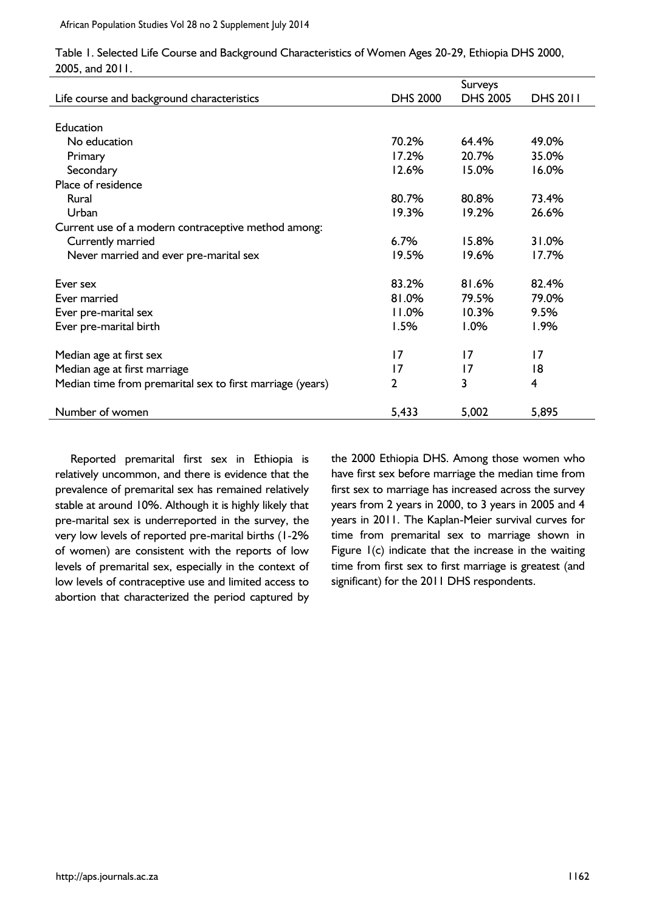Table 1. Selected Life Course and Background Characteristics of Women Ages 20-29, Ethiopia DHS 2000, 2005, and 2011.

| Life course and background characteristics | Surveys | | |
|---|---|---|---|
| | DHS 2000 | DHS 2005 | DHS 2011 |
| Education | | | |
| No education | 70.2% | 64.4% | 49.0% |
| Primary | 17.2% | 20.7% | 35.0% |
| Secondary | 12.6% | 15.0% | 16.0% |
| Place of residence | | | |
| Rural | 80.7% | 80.8% | 73.4% |
| Urban | 19.3% | 19.2% | 26.6% |
| Current use of a modern contraceptive method among: | | | |
| Currently married | 6.7% | 15.8% | 31.0% |
| Never married and ever pre-marital sex | 19.5% | 19.6% | 17.7% |
| Ever sex | 83.2% | 81.6% | 82.4% |
| Ever married | 81.0% | 79.5% | 79.0% |
| Ever pre-marital sex | 11.0% | 10.3% | 9.5% |
| Ever pre-marital birth | 1.5% | 1.0% | 1.9% |
| Median age at first sex | 17 | 17 | 17 |
| Median age at first marriage | 17 | 17 | 18 |
| Median time from premarital sex to first marriage (years) | 2 | 3 | 4 |
| Number of women | 5,433 | 5,002 | 5,895 |

Reported premarital first sex in Ethiopia is relatively uncommon, and there is evidence that the prevalence of premarital sex has remained relatively stable at around 10%. Although it is highly likely that pre-marital sex is underreported in the survey, the very low levels of reported pre-marital births (1-2% of women) are consistent with the reports of low levels of premarital sex, especially in the context of low levels of contraceptive use and limited access to abortion that characterized the period captured by the 2000 Ethiopia DHS. Among those women who have first sex before marriage the median time from first sex to marriage has increased across the survey years from 2 years in 2000, to 3 years in 2005 and 4 years in 2011. The Kaplan-Meier survival curves for time from premarital sex to marriage shown in Figure 1(c) indicate that the increase in the waiting time from first sex to first marriage is greatest (and significant) for the 2011 DHS respondents.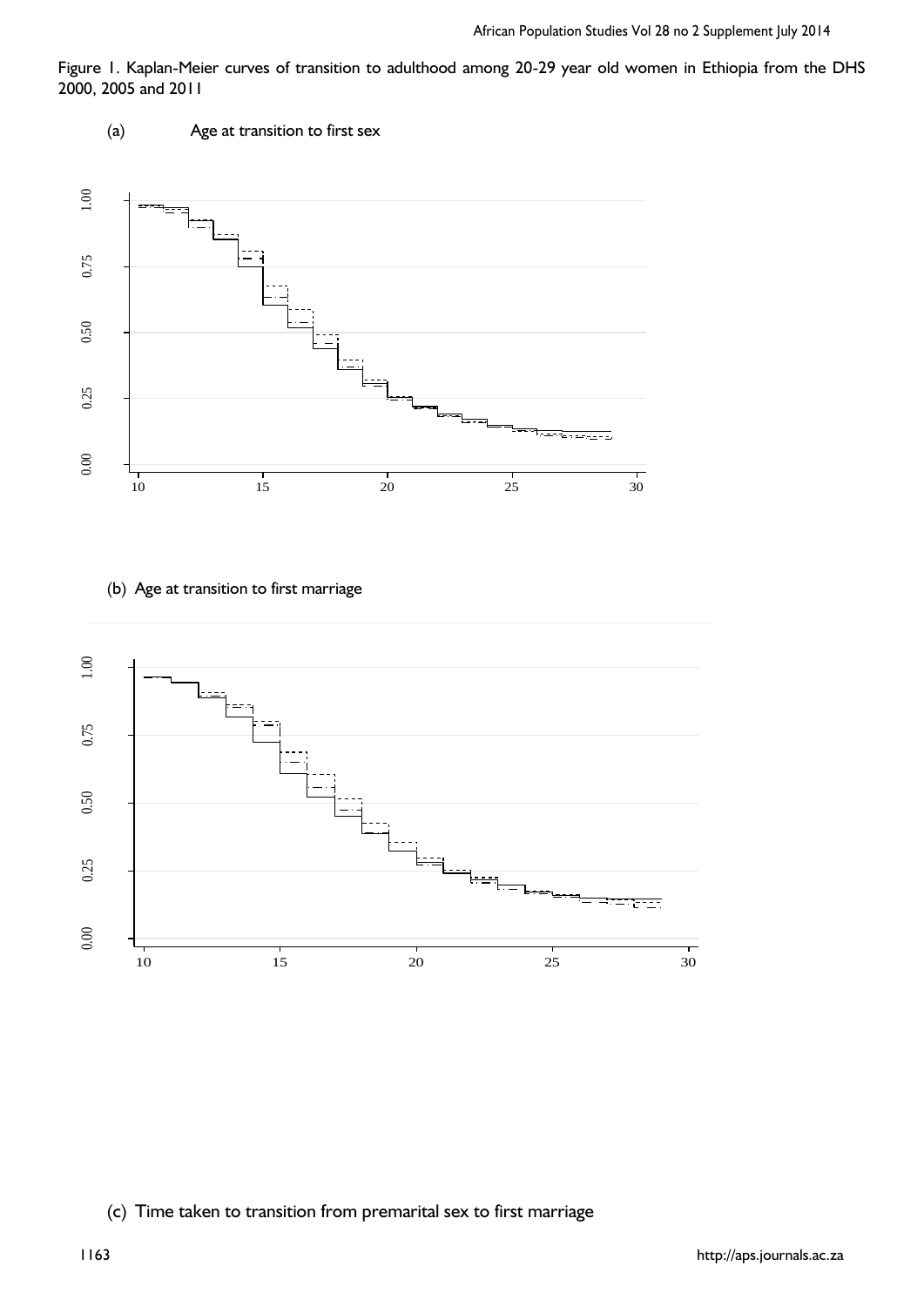Figure 1. Kaplan-Meier curves of transition to adulthood among 20-29 year old women in Ethiopia from the DHS 2000, 2005 and 2011

(a) Age at transition to first sex

(b) Age at transition to first marriage

(c) Time taken to transition from premarital sex to first marriage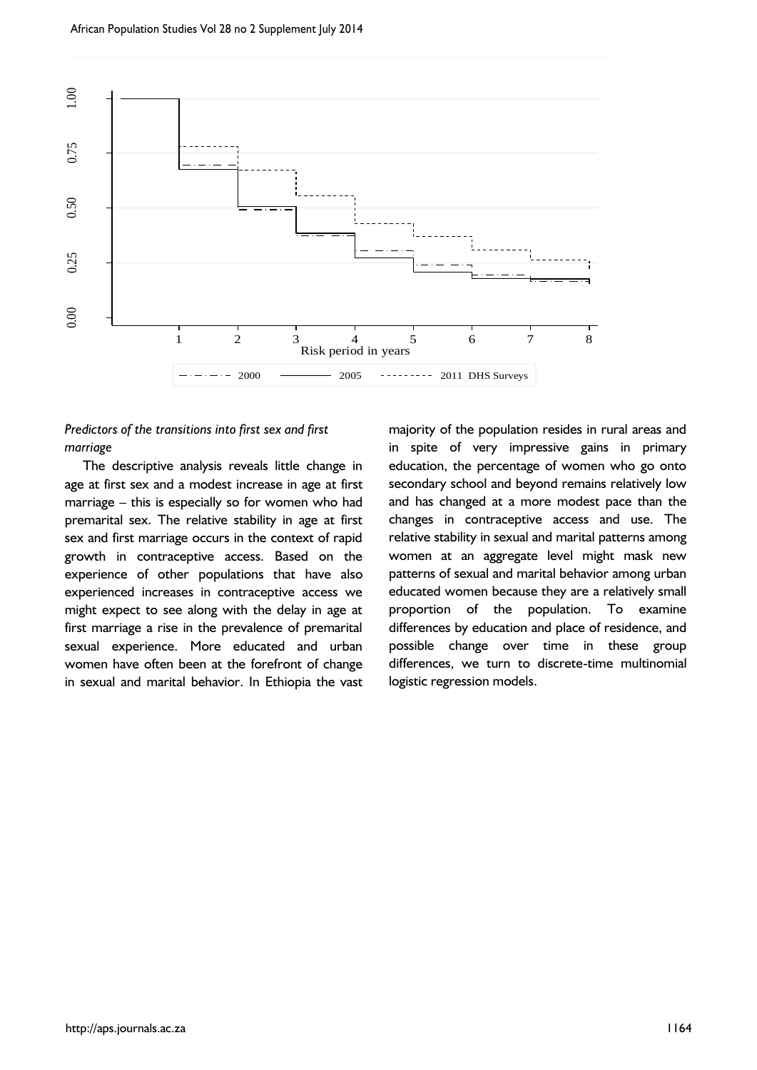### *Predictors of the transitions into first sex and first marriage*

The descriptive analysis reveals little change in age at first sex and a modest increase in age at first marriage – this is especially so for women who had premarital sex. The relative stability in age at first sex and first marriage occurs in the context of rapid growth in contraceptive access. Based on the experience of other populations that have also experienced increases in contraceptive access we might expect to see along with the delay in age at first marriage a rise in the prevalence of premarital sexual experience. More educated and urban women have often been at the forefront of change in sexual and marital behavior. In Ethiopia the vast majority of the population resides in rural areas and in spite of very impressive gains in primary education, the percentage of women who go onto secondary school and beyond remains relatively low and has changed at a more modest pace than the changes in contraceptive access and use. The relative stability in sexual and marital patterns among women at an aggregate level might mask new patterns of sexual and marital behavior among urban educated women because they are a relatively small proportion of the population. To examine differences by education and place of residence, and possible change over time in these group differences, we turn to discrete-time multinomial logistic regression models.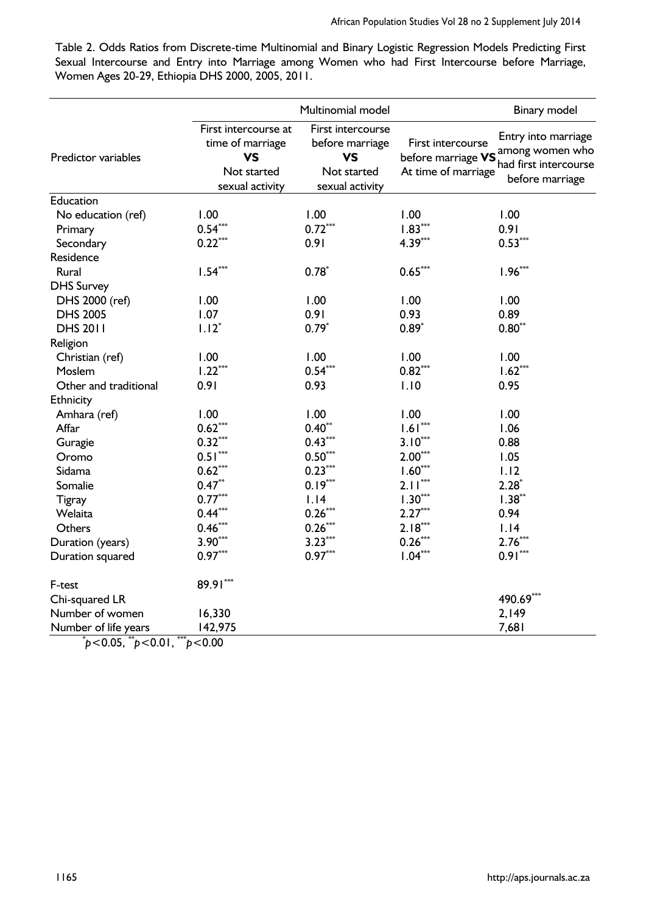Table 2. Odds Ratios from Discrete-time Multinomial and Binary Logistic Regression Models Predicting First Sexual Intercourse and Entry into Marriage among Women who had First Intercourse before Marriage, Women Ages 20-29, Ethiopia DHS 2000, 2005, 2011.

| Predictor variables | Multinomial model | | | Binary model |
|---|---|---|---|---|
| | First intercourse at time of marriage **VS** Not started sexual activity | First intercourse before marriage **VS** Not started sexual activity | First intercourse before marriage **VS** At time of marriage | Entry into marriage among women who had first intercourse before marriage |
| Education | | | | |
| No education (ref) | 1.00 | 1.00 | 1.00 | 1.00 |
| Primary | 0.54*** | 0.72*** | 1.83*** | 0.91 |
| Secondary | 0.22*** | 0.91 | 4.39*** | 0.53*** |
| Residence | | | | |
| Rural | 1.54*** | 0.78* | 0.65*** | 1.96*** |
| DHS Survey | | | | |
| DHS 2000 (ref) | 1.00 | 1.00 | 1.00 | 1.00 |
| DHS 2005 | 1.07 | 0.91 | 0.93 | 0.89 |
| DHS 2011 | 1.12* | 0.79* | 0.89* | 0.80** |
| Religion | | | | |
| Christian (ref) | 1.00 | 1.00 | 1.00 | 1.00 |
| Moslem | 1.22*** | 0.54*** | 0.82*** | 1.62*** |
| Other and traditional | 0.91 | 0.93 | 1.10 | 0.95 |
| Ethnicity | | | | |
| Amhara (ref) | 1.00 | 1.00 | 1.00 | 1.00 |
| Affar | 0.62*** | 0.40** | 1.61*** | 1.06 |
| Guragie | 0.32*** | 0.43*** | 3.10*** | 0.88 |
| Oromo | 0.51*** | 0.50*** | 2.00*** | 1.05 |
| Sidama | 0.62*** | 0.23*** | 1.60*** | 1.12 |
| Somalie | 0.47** | 0.19*** | 2.11*** | 2.28* |
| Tigray | 0.77*** | 1.14 | 1.30*** | 1.38** |
| Welaita | 0.44*** | 0.26*** | 2.27*** | 0.94 |
| Others | 0.46*** | 0.26*** | 2.18*** | 1.14 |
| Duration (years) | 3.90*** | 3.23*** | 0.26*** | 2.76*** |
| Duration squared | 0.97*** | 0.97*** | 1.04*** | 0.91*** |
| F-test | 89.91*** | | | |
| Chi-squared LR | | | | 490.69*** |
| Number of women | 16,330 | | | 2,149 |
| Number of life years | 142,975 | | | 7,681 |

*$p<0.05$, **$p<0.01$, ***$p<0.00$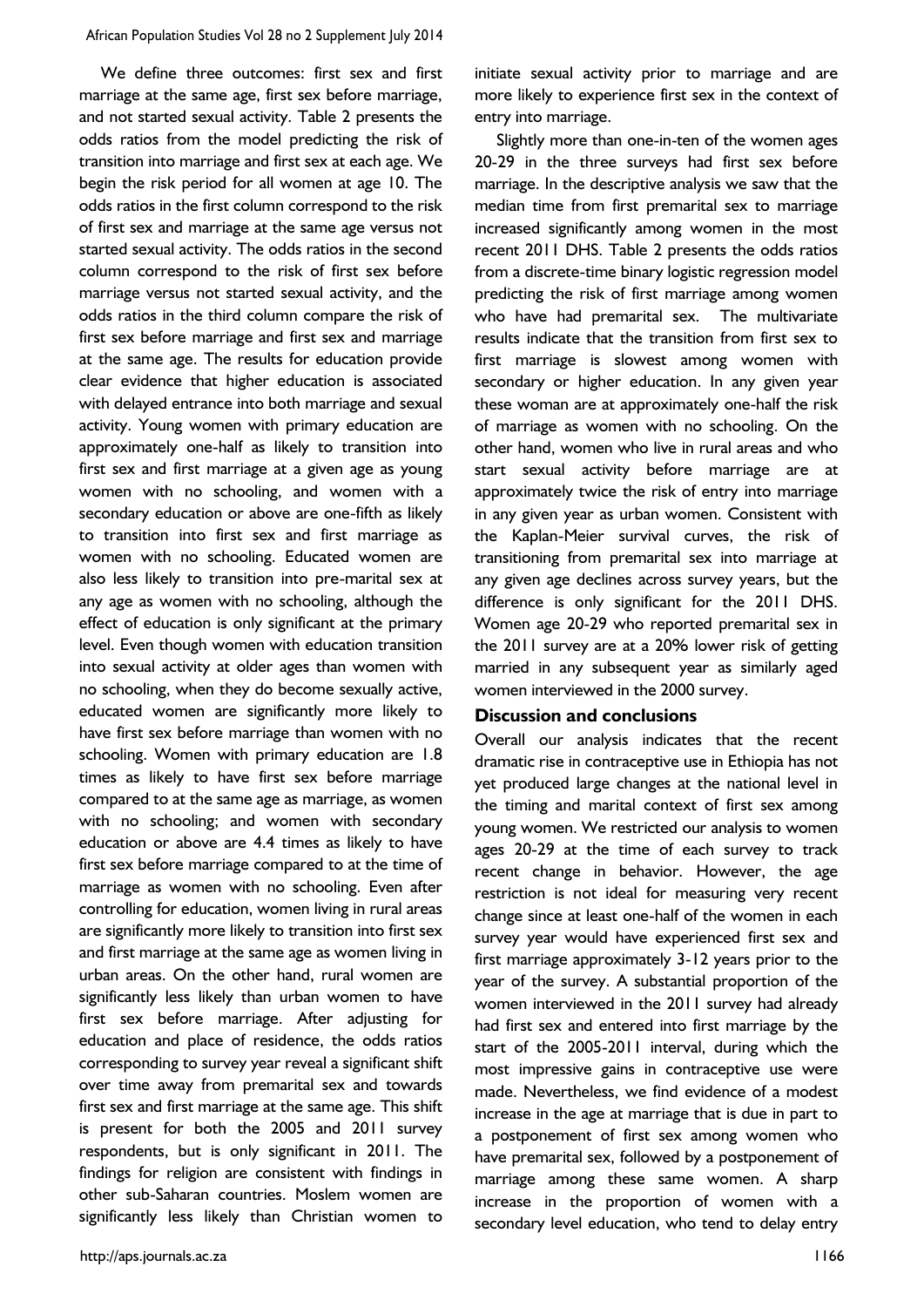We define three outcomes: first sex and first marriage at the same age, first sex before marriage, and not started sexual activity. Table 2 presents the odds ratios from the model predicting the risk of transition into marriage and first sex at each age. We begin the risk period for all women at age 10. The odds ratios in the first column correspond to the risk of first sex and marriage at the same age versus not started sexual activity. The odds ratios in the second column correspond to the risk of first sex before marriage versus not started sexual activity, and the odds ratios in the third column compare the risk of first sex before marriage and first sex and marriage at the same age. The results for education provide clear evidence that higher education is associated with delayed entrance into both marriage and sexual activity. Young women with primary education are approximately one-half as likely to transition into first sex and first marriage at a given age as young women with no schooling, and women with a secondary education or above are one-fifth as likely to transition into first sex and first marriage as women with no schooling. Educated women are also less likely to transition into pre-marital sex at any age as women with no schooling, although the effect of education is only significant at the primary level. Even though women with education transition into sexual activity at older ages than women with no schooling, when they do become sexually active, educated women are significantly more likely to have first sex before marriage than women with no schooling. Women with primary education are 1.8 times as likely to have first sex before marriage compared to at the same age as marriage, as women with no schooling; and women with secondary education or above are 4.4 times as likely to have first sex before marriage compared to at the time of marriage as women with no schooling. Even after controlling for education, women living in rural areas are significantly more likely to transition into first sex and first marriage at the same age as women living in urban areas. On the other hand, rural women are significantly less likely than urban women to have first sex before marriage. After adjusting for education and place of residence, the odds ratios corresponding to survey year reveal a significant shift over time away from premarital sex and towards first sex and first marriage at the same age. This shift is present for both the 2005 and 2011 survey respondents, but is only significant in 2011. The findings for religion are consistent with findings in other sub-Saharan countries. Moslem women are significantly less likely than Christian women to initiate sexual activity prior to marriage and are more likely to experience first sex in the context of entry into marriage.

Slightly more than one-in-ten of the women ages 20-29 in the three surveys had first sex before marriage. In the descriptive analysis we saw that the median time from first premarital sex to marriage increased significantly among women in the most recent 2011 DHS. Table 2 presents the odds ratios from a discrete-time binary logistic regression model predicting the risk of first marriage among women who have had premarital sex. The multivariate results indicate that the transition from first sex to first marriage is slowest among women with secondary or higher education. In any given year these woman are at approximately one-half the risk of marriage as women with no schooling. On the other hand, women who live in rural areas and who start sexual activity before marriage are at approximately twice the risk of entry into marriage in any given year as urban women. Consistent with the Kaplan-Meier survival curves, the risk of transitioning from premarital sex into marriage at any given age declines across survey years, but the difference is only significant for the 2011 DHS. Women age 20-29 who reported premarital sex in the 2011 survey are at a 20% lower risk of getting married in any subsequent year as similarly aged women interviewed in the 2000 survey.

## Discussion and conclusions

Overall our analysis indicates that the recent dramatic rise in contraceptive use in Ethiopia has not yet produced large changes at the national level in the timing and marital context of first sex among young women. We restricted our analysis to women ages 20-29 at the time of each survey to track recent change in behavior. However, the age restriction is not ideal for measuring very recent change since at least one-half of the women in each survey year would have experienced first sex and first marriage approximately 3-12 years prior to the year of the survey. A substantial proportion of the women interviewed in the 2011 survey had already had first sex and entered into first marriage by the start of the 2005-2011 interval, during which the most impressive gains in contraceptive use were made. Nevertheless, we find evidence of a modest increase in the age at marriage that is due in part to a postponement of first sex among women who have premarital sex, followed by a postponement of marriage among these same women. A sharp increase in the proportion of women with a secondary level education, who tend to delay entry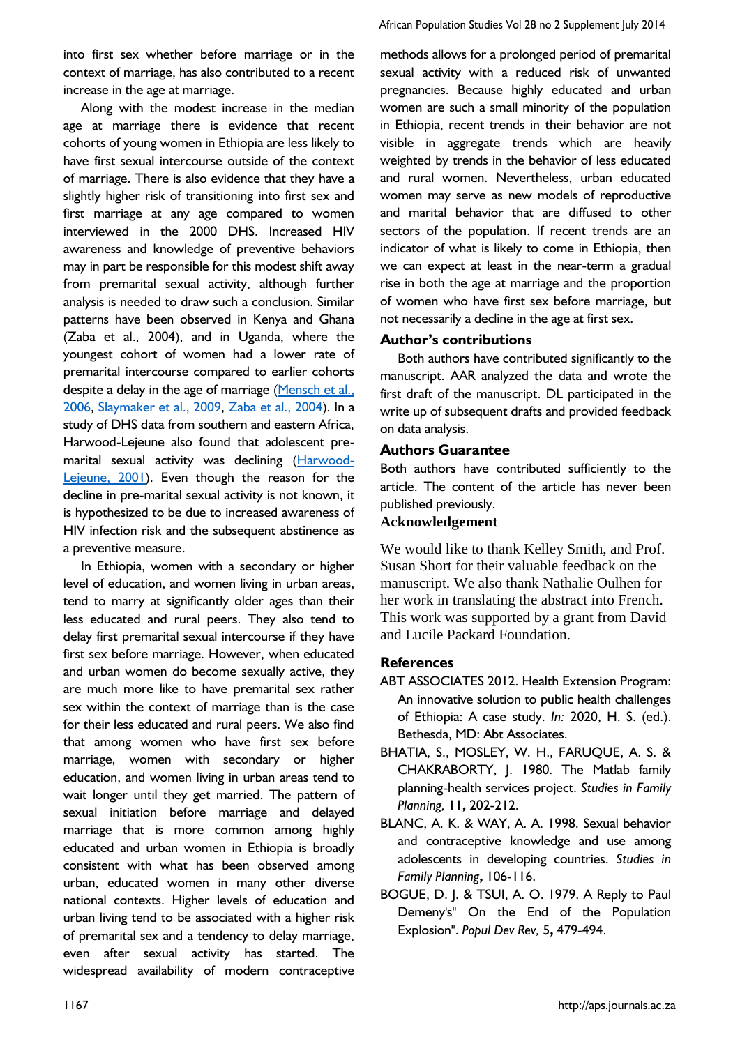into first sex whether before marriage or in the context of marriage, has also contributed to a recent increase in the age at marriage.

Along with the modest increase in the median age at marriage there is evidence that recent cohorts of young women in Ethiopia are less likely to have first sexual intercourse outside of the context of marriage. There is also evidence that they have a slightly higher risk of transitioning into first sex and first marriage at any age compared to women interviewed in the 2000 DHS. Increased HIV awareness and knowledge of preventive behaviors may in part be responsible for this modest shift away from premarital sexual activity, although further analysis is needed to draw such a conclusion. Similar patterns have been observed in Kenya and Ghana (Zaba et al., 2004), and in Uganda, where the youngest cohort of women had a lower rate of premarital intercourse compared to earlier cohorts despite a delay in the age of marriage (Mensch et al., 2006, Slaymaker et al., 2009, Zaba et al., 2004). In a study of DHS data from southern and eastern Africa, Harwood-Lejeune also found that adolescent pre-marital sexual activity was declining (Harwood-Lejeune, 2001). Even though the reason for the decline in pre-marital sexual activity is not known, it is hypothesized to be due to increased awareness of HIV infection risk and the subsequent abstinence as a preventive measure.

In Ethiopia, women with a secondary or higher level of education, and women living in urban areas, tend to marry at significantly older ages than their less educated and rural peers. They also tend to delay first premarital sexual intercourse if they have first sex before marriage. However, when educated and urban women do become sexually active, they are much more like to have premarital sex rather sex within the context of marriage than is the case for their less educated and rural peers. We also find that among women who have first sex before marriage, women with secondary or higher education, and women living in urban areas tend to wait longer until they get married. The pattern of sexual initiation before marriage and delayed marriage that is more common among highly educated and urban women in Ethiopia is broadly consistent with what has been observed among urban, educated women in many other diverse national contexts. Higher levels of education and urban living tend to be associated with a higher risk of premarital sex and a tendency to delay marriage, even after sexual activity has started. The widespread availability of modern contraceptive methods allows for a prolonged period of premarital sexual activity with a reduced risk of unwanted pregnancies. Because highly educated and urban women are such a small minority of the population in Ethiopia, recent trends in their behavior are not visible in aggregate trends which are heavily weighted by trends in the behavior of less educated and rural women. Nevertheless, urban educated women may serve as new models of reproductive and marital behavior that are diffused to other sectors of the population. If recent trends are an indicator of what is likely to come in Ethiopia, then we can expect at least in the near-term a gradual rise in both the age at marriage and the proportion of women who have first sex before marriage, but not necessarily a decline in the age at first sex.

## Author's contributions

Both authors have contributed significantly to the manuscript. AAR analyzed the data and wrote the first draft of the manuscript. DL participated in the write up of subsequent drafts and provided feedback on data analysis.

## Authors Guarantee

Both authors have contributed sufficiently to the article. The content of the article has never been published previously.

## Acknowledgement

We would like to thank Kelley Smith, and Prof. Susan Short for their valuable feedback on the manuscript. We also thank Nathalie Oulhen for her work in translating the abstract into French. This work was supported by a grant from David and Lucile Packard Foundation.

## References

ABT ASSOCIATES 2012. Health Extension Program: An innovative solution to public health challenges of Ethiopia: A case study. *In:* 2020, H. S. (ed.). Bethesda, MD: Abt Associates.

BHATIA, S., MOSLEY, W. H., FARUQUE, A. S. & CHAKRABORTY, J. 1980. The Matlab family planning-health services project. *Studies in Family Planning,* 11**,** 202-212.

BLANC, A. K. & WAY, A. A. 1998. Sexual behavior and contraceptive knowledge and use among adolescents in developing countries. *Studies in Family Planning***,** 106-116.

BOGUE, D. J. & TSUI, A. O. 1979. A Reply to Paul Demeny's" On the End of the Population Explosion". *Popul Dev Rev,* 5**,** 479-494.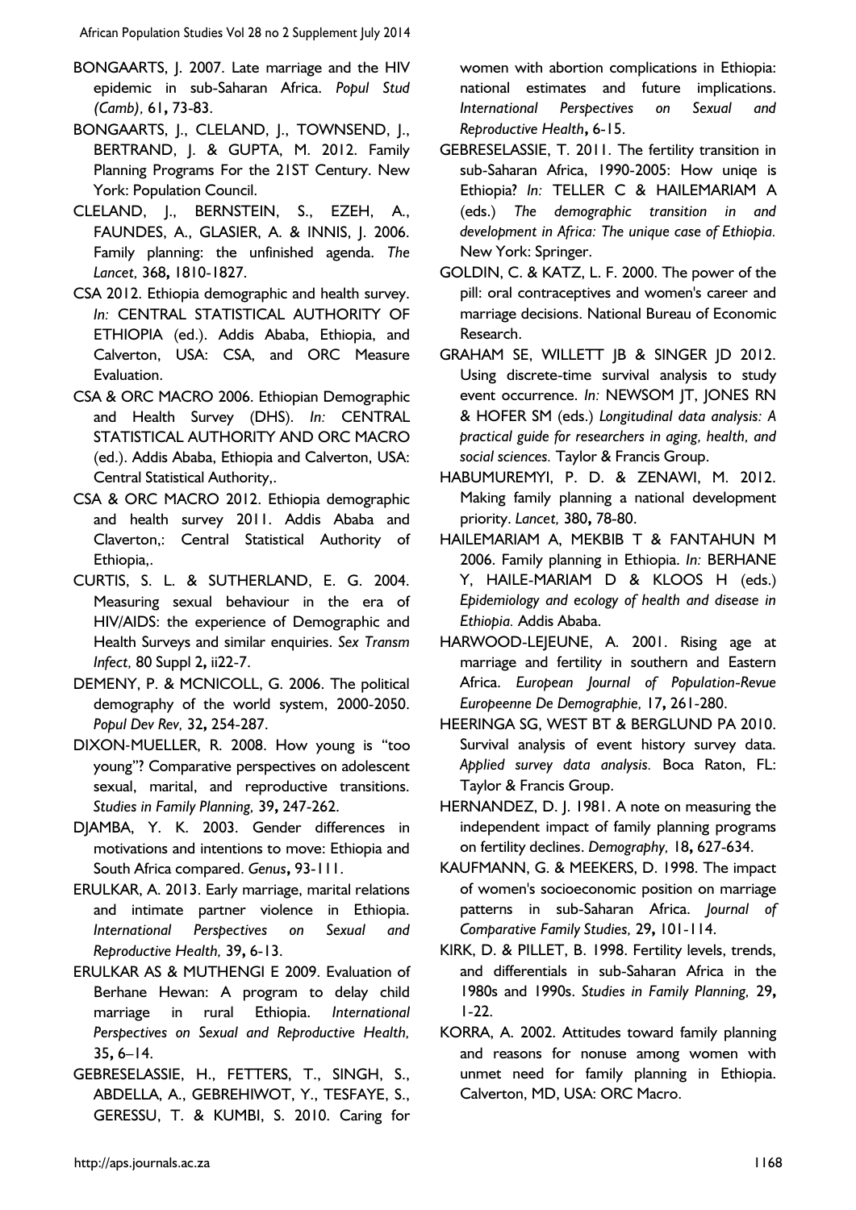BONGAARTS, J. 2007. Late marriage and the HIV epidemic in sub-Saharan Africa. *Popul Stud (Camb),* 61**,** 73-83.

BONGAARTS, J., CLELAND, J., TOWNSEND, J., BERTRAND, J. & GUPTA, M. 2012. Family Planning Programs For the 21ST Century. New York: Population Council.

CLELAND, J., BERNSTEIN, S., EZEH, A., FAUNDES, A., GLASIER, A. & INNIS, J. 2006. Family planning: the unfinished agenda. *The Lancet,* 368**,** 1810-1827.

CSA 2012. Ethiopia demographic and health survey. *In:* CENTRAL STATISTICAL AUTHORITY OF ETHIOPIA (ed.). Addis Ababa, Ethiopia, and Calverton, USA: CSA, and ORC Measure Evaluation.

CSA & ORC MACRO 2006. Ethiopian Demographic and Health Survey (DHS). *In:* CENTRAL STATISTICAL AUTHORITY AND ORC MACRO (ed.). Addis Ababa, Ethiopia and Calverton, USA: Central Statistical Authority,.

CSA & ORC MACRO 2012. Ethiopia demographic and health survey 2011. Addis Ababa and Claverton,: Central Statistical Authority of Ethiopia,.

CURTIS, S. L. & SUTHERLAND, E. G. 2004. Measuring sexual behaviour in the era of HIV/AIDS: the experience of Demographic and Health Surveys and similar enquiries. *Sex Transm Infect,* 80 Suppl 2**,** ii22-7.

DEMENY, P. & MCNICOLL, G. 2006. The political demography of the world system, 2000-2050. *Popul Dev Rev,* 32**,** 254-287.

DIXON-MUELLER, R. 2008. How young is "too young"? Comparative perspectives on adolescent sexual, marital, and reproductive transitions. *Studies in Family Planning,* 39**,** 247-262.

DJAMBA, Y. K. 2003. Gender differences in motivations and intentions to move: Ethiopia and South Africa compared. *Genus***,** 93-111.

ERULKAR, A. 2013. Early marriage, marital relations and intimate partner violence in Ethiopia. *International Perspectives on Sexual and Reproductive Health,* 39**,** 6-13.

ERULKAR AS & MUTHENGI E 2009. Evaluation of Berhane Hewan: A program to delay child marriage in rural Ethiopia. *International Perspectives on Sexual and Reproductive Health,* 35**,** 6–14.

GEBRESELASSIE, H., FETTERS, T., SINGH, S., ABDELLA, A., GEBREHIWOT, Y., TESFAYE, S., GERESSU, T. & KUMBI, S. 2010. Caring for women with abortion complications in Ethiopia: national estimates and future implications. *International Perspectives on Sexual and Reproductive Health***,** 6-15.

GEBRESELASSIE, T. 2011. The fertility transition in sub-Saharan Africa, 1990-2005: How uniqe is Ethiopia? *In:* TELLER C & HAILEMARIAM A (eds.) *The demographic transition in and development in Africa: The unique case of Ethiopia.* New York: Springer.

GOLDIN, C. & KATZ, L. F. 2000. The power of the pill: oral contraceptives and women's career and marriage decisions. National Bureau of Economic Research.

GRAHAM SE, WILLETT JB & SINGER JD 2012. Using discrete-time survival analysis to study event occurrence. *In:* NEWSOM JT, JONES RN & HOFER SM (eds.) *Longitudinal data analysis: A practical guide for researchers in aging, health, and social sciences.* Taylor & Francis Group.

HABUMUREMYI, P. D. & ZENAWI, M. 2012. Making family planning a national development priority. *Lancet,* 380**,** 78-80.

HAILEMARIAM A, MEKBIB T & FANTAHUN M 2006. Family planning in Ethiopia. *In:* BERHANE Y, HAILE-MARIAM D & KLOOS H (eds.) *Epidemiology and ecology of health and disease in Ethiopia.* Addis Ababa.

HARWOOD-LEJEUNE, A. 2001. Rising age at marriage and fertility in southern and Eastern Africa. *European Journal of Population-Revue Europeenne De Demographie,* 17**,** 261-280.

HEERINGA SG, WEST BT & BERGLUND PA 2010. Survival analysis of event history survey data. *Applied survey data analysis.* Boca Raton, FL: Taylor & Francis Group.

HERNANDEZ, D. J. 1981. A note on measuring the independent impact of family planning programs on fertility declines. *Demography,* 18**,** 627-634.

KAUFMANN, G. & MEEKERS, D. 1998. The impact of women's socioeconomic position on marriage patterns in sub-Saharan Africa. *Journal of Comparative Family Studies,* 29**,** 101-114.

KIRK, D. & PILLET, B. 1998. Fertility levels, trends, and differentials in sub-Saharan Africa in the 1980s and 1990s. *Studies in Family Planning,* 29**,** 1-22.

KORRA, A. 2002. Attitudes toward family planning and reasons for nonuse among women with unmet need for family planning in Ethiopia. Calverton, MD, USA: ORC Macro.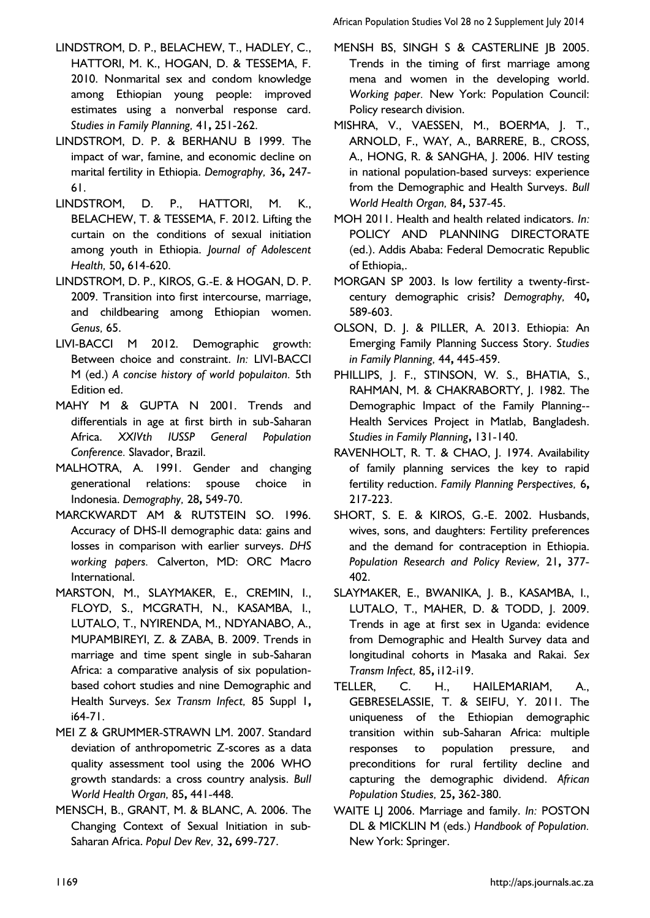LINDSTROM, D. P., BELACHEW, T., HADLEY, C., HATTORI, M. K., HOGAN, D. & TESSEMA, F. 2010. Nonmarital sex and condom knowledge among Ethiopian young people: improved estimates using a nonverbal response card. *Studies in Family Planning,* 41**,** 251-262.

LINDSTROM, D. P. & BERHANU B 1999. The impact of war, famine, and economic decline on marital fertility in Ethiopia. *Demography,* 36**,** 247-61.

LINDSTROM, D. P., HATTORI, M. K., BELACHEW, T. & TESSEMA, F. 2012. Lifting the curtain on the conditions of sexual initiation among youth in Ethiopia. *Journal of Adolescent Health,* 50**,** 614-620.

LINDSTROM, D. P., KIROS, G.-E. & HOGAN, D. P. 2009. Transition into first intercourse, marriage, and childbearing among Ethiopian women. *Genus,* 65.

LIVI-BACCI M 2012. Demographic growth: Between choice and constraint. *In:* LIVI-BACCI M (ed.) *A concise history of world populaiton.* 5th Edition ed.

MAHY M & GUPTA N 2001. Trends and differentials in age at first birth in sub-Saharan Africa. *XXIVth IUSSP General Population Conference.* Slavador, Brazil.

MALHOTRA, A. 1991. Gender and changing generational relations: spouse choice in Indonesia. *Demography,* 28**,** 549-70.

MARCKWARDT AM & RUTSTEIN SO. 1996. Accuracy of DHS-II demographic data: gains and losses in comparison with earlier surveys. *DHS working papers.* Calverton, MD: ORC Macro International.

MARSTON, M., SLAYMAKER, E., CREMIN, I., FLOYD, S., MCGRATH, N., KASAMBA, I., LUTALO, T., NYIRENDA, M., NDYANABO, A., MUPAMBIREYI, Z. & ZABA, B. 2009. Trends in marriage and time spent single in sub-Saharan Africa: a comparative analysis of six population-based cohort studies and nine Demographic and Health Surveys. *Sex Transm Infect,* 85 Suppl 1**,** i64-71.

MEI Z & GRUMMER-STRAWN LM. 2007. Standard deviation of anthropometric Z-scores as a data quality assessment tool using the 2006 WHO growth standards: a cross country analysis. *Bull World Health Organ,* 85**,** 441-448.

MENSCH, B., GRANT, M. & BLANC, A. 2006. The Changing Context of Sexual Initiation in sub-Saharan Africa. *Popul Dev Rev,* 32**,** 699-727.

MENSH BS, SINGH S & CASTERLINE JB 2005. Trends in the timing of first marriage among mena and women in the developing world. *Working paper.* New York: Population Council: Policy research division.

MISHRA, V., VAESSEN, M., BOERMA, J. T., ARNOLD, F., WAY, A., BARRERE, B., CROSS, A., HONG, R. & SANGHA, J. 2006. HIV testing in national population-based surveys: experience from the Demographic and Health Surveys. *Bull World Health Organ,* 84**,** 537-45.

MOH 2011. Health and health related indicators. *In:* POLICY AND PLANNING DIRECTORATE (ed.). Addis Ababa: Federal Democratic Republic of Ethiopia,.

MORGAN SP 2003. Is low fertility a twenty-first-century demographic crisis? *Demography,* 40**,** 589-603.

OLSON, D. J. & PILLER, A. 2013. Ethiopia: An Emerging Family Planning Success Story. *Studies in Family Planning,* 44**,** 445-459.

PHILLIPS, J. F., STINSON, W. S., BHATIA, S., RAHMAN, M. & CHAKRABORTY, J. 1982. The Demographic Impact of the Family Planning--Health Services Project in Matlab, Bangladesh. *Studies in Family Planning***,** 131-140.

RAVENHOLT, R. T. & CHAO, J. 1974. Availability of family planning services the key to rapid fertility reduction. *Family Planning Perspectives,* 6**,** 217-223.

SHORT, S. E. & KIROS, G.-E. 2002. Husbands, wives, sons, and daughters: Fertility preferences and the demand for contraception in Ethiopia. *Population Research and Policy Review,* 21**,** 377-402.

SLAYMAKER, E., BWANIKA, J. B., KASAMBA, I., LUTALO, T., MAHER, D. & TODD, J. 2009. Trends in age at first sex in Uganda: evidence from Demographic and Health Survey data and longitudinal cohorts in Masaka and Rakai. *Sex Transm Infect,* 85**,** i12-i19.

TELLER, C. H., HAILEMARIAM, A., GEBRESELASSIE, T. & SEIFU, Y. 2011. The uniqueness of the Ethiopian demographic transition within sub-Saharan Africa: multiple responses to population pressure, and preconditions for rural fertility decline and capturing the demographic dividend. *African Population Studies,* 25**,** 362-380.

WAITE LJ 2006. Marriage and family. *In:* POSTON DL & MICKLIN M (eds.) *Handbook of Population.* New York: Springer.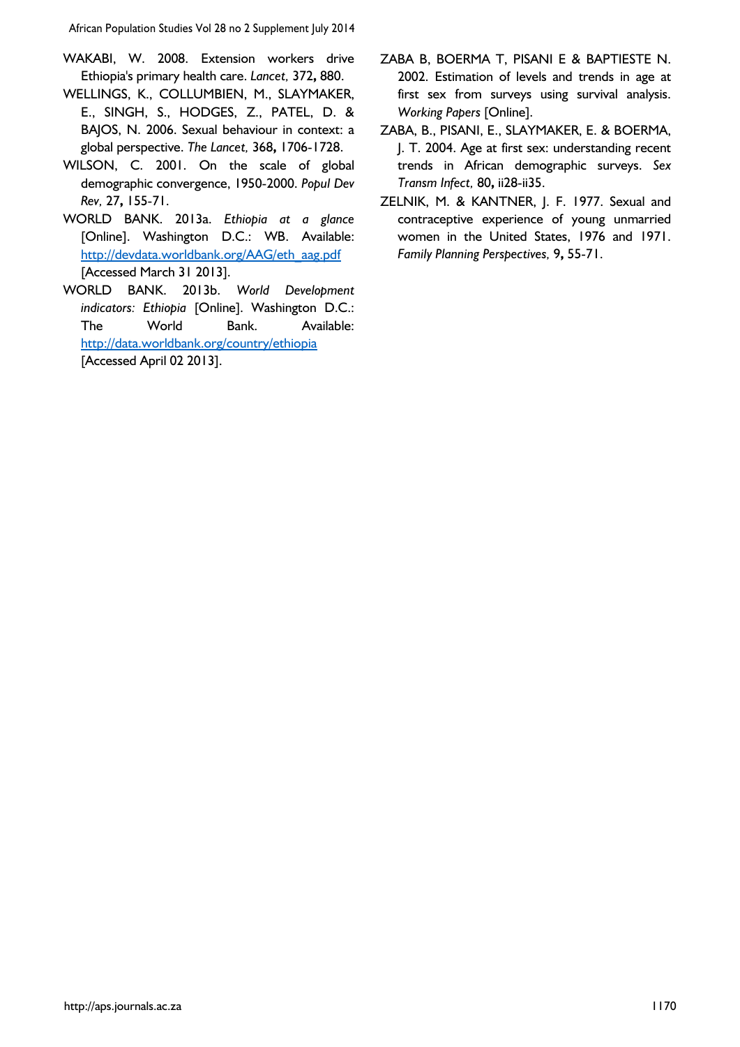WAKABI, W. 2008. Extension workers drive Ethiopia's primary health care. *Lancet,* 372**,** 880.

WELLINGS, K., COLLUMBIEN, M., SLAYMAKER, E., SINGH, S., HODGES, Z., PATEL, D. & BAJOS, N. 2006. Sexual behaviour in context: a global perspective. *The Lancet,* 368**,** 1706-1728.

WILSON, C. 2001. On the scale of global demographic convergence, 1950-2000. *Popul Dev Rev,* 27**,** 155-71.

WORLD BANK. 2013a. *Ethiopia at a glance* [Online]. Washington D.C.: WB. Available: http://devdata.worldbank.org/AAG/eth_aag.pdf [Accessed March 31 2013].

WORLD BANK. 2013b. *World Development indicators: Ethiopia* [Online]. Washington D.C.: The World Bank. Available: http://data.worldbank.org/country/ethiopia [Accessed April 02 2013].

ZABA B, BOERMA T, PISANI E & BAPTIESTE N. 2002. Estimation of levels and trends in age at first sex from surveys using survival analysis. *Working Papers* [Online].

ZABA, B., PISANI, E., SLAYMAKER, E. & BOERMA, J. T. 2004. Age at first sex: understanding recent trends in African demographic surveys. *Sex Transm Infect,* 80**,** ii28-ii35.

ZELNIK, M. & KANTNER, J. F. 1977. Sexual and contraceptive experience of young unmarried women in the United States, 1976 and 1971. *Family Planning Perspectives,* 9**,** 55-71.